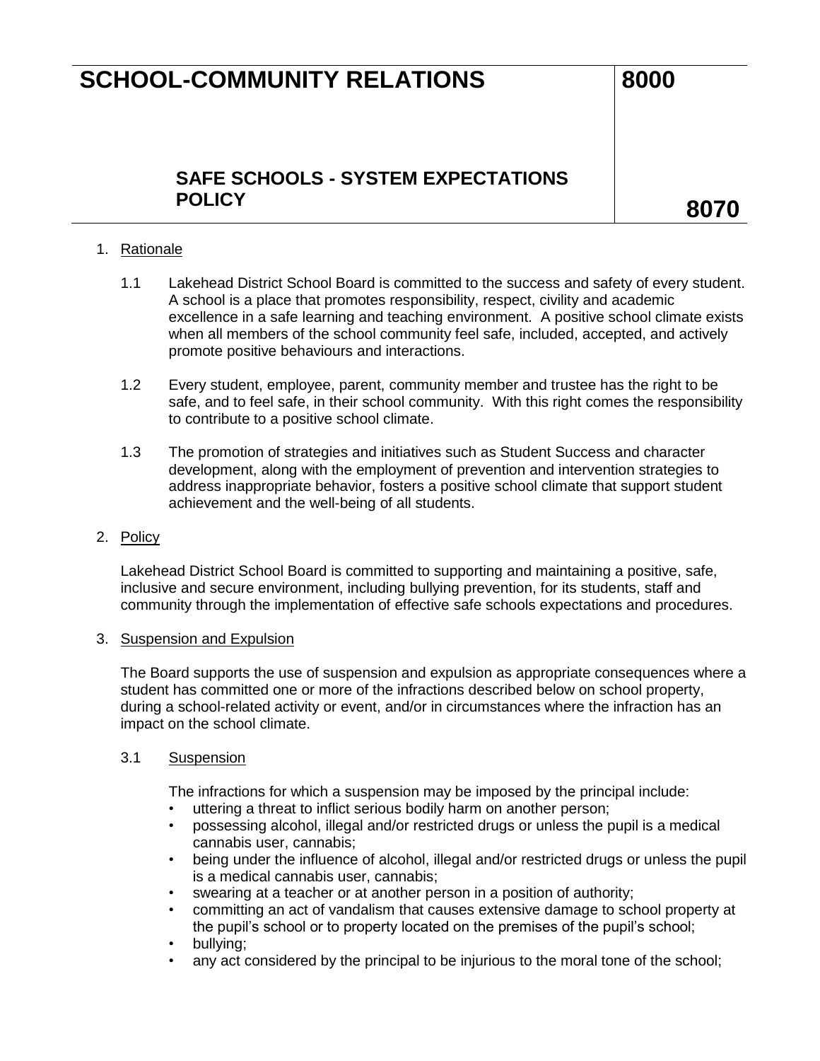# SCHOOL-COMMUNITY RELATIONS — 8000

## SAFE SCHOOLS - SYSTEM EXPECTATIONS POLICY — 8070

1. Rationale

   1.1 Lakehead District School Board is committed to the success and safety of every student. A school is a place that promotes responsibility, respect, civility and academic excellence in a safe learning and teaching environment. A positive school climate exists when all members of the school community feel safe, included, accepted, and actively promote positive behaviours and interactions.

   1.2 Every student, employee, parent, community member and trustee has the right to be safe, and to feel safe, in their school community. With this right comes the responsibility to contribute to a positive school climate.

   1.3 The promotion of strategies and initiatives such as Student Success and character development, along with the employment of prevention and intervention strategies to address inappropriate behavior, fosters a positive school climate that support student achievement and the well-being of all students.

2. Policy

   Lakehead District School Board is committed to supporting and maintaining a positive, safe, inclusive and secure environment, including bullying prevention, for its students, staff and community through the implementation of effective safe schools expectations and procedures.

3. Suspension and Expulsion

   The Board supports the use of suspension and expulsion as appropriate consequences where a student has committed one or more of the infractions described below on school property, during a school-related activity or event, and/or in circumstances where the infraction has an impact on the school climate.

   3.1 Suspension

   The infractions for which a suspension may be imposed by the principal include:

   - uttering a threat to inflict serious bodily harm on another person;
   - possessing alcohol, illegal and/or restricted drugs or unless the pupil is a medical cannabis user, cannabis;
   - being under the influence of alcohol, illegal and/or restricted drugs or unless the pupil is a medical cannabis user, cannabis;
   - swearing at a teacher or at another person in a position of authority;
   - committing an act of vandalism that causes extensive damage to school property at the pupil's school or to property located on the premises of the pupil's school;
   - bullying;
   - any act considered by the principal to be injurious to the moral tone of the school;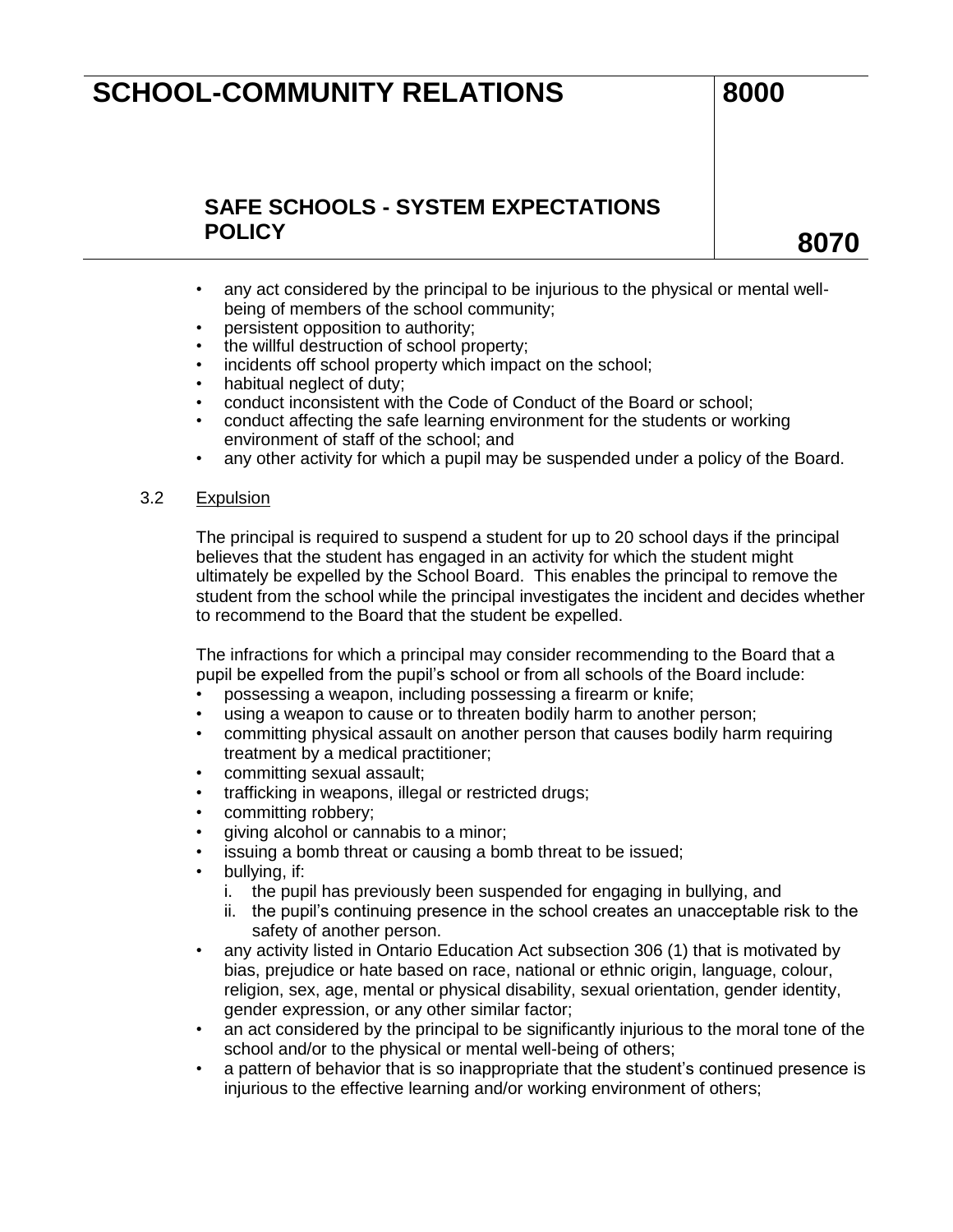- any act considered by the principal to be injurious to the physical or mental well-being of members of the school community;
- persistent opposition to authority;
- the willful destruction of school property;
- incidents off school property which impact on the school;
- habitual neglect of duty;
- conduct inconsistent with the Code of Conduct of the Board or school;
- conduct affecting the safe learning environment for the students or working environment of staff of the school; and
- any other activity for which a pupil may be suspended under a policy of the Board.

### 3.2 Expulsion

The principal is required to suspend a student for up to 20 school days if the principal believes that the student has engaged in an activity for which the student might ultimately be expelled by the School Board. This enables the principal to remove the student from the school while the principal investigates the incident and decides whether to recommend to the Board that the student be expelled.

The infractions for which a principal may consider recommending to the Board that a pupil be expelled from the pupil's school or from all schools of the Board include:

- possessing a weapon, including possessing a firearm or knife;
- using a weapon to cause or to threaten bodily harm to another person;
- committing physical assault on another person that causes bodily harm requiring treatment by a medical practitioner;
- committing sexual assault;
- trafficking in weapons, illegal or restricted drugs;
- committing robbery;
- giving alcohol or cannabis to a minor;
- issuing a bomb threat or causing a bomb threat to be issued;
- bullying, if:
  1. the pupil has previously been suspended for engaging in bullying, and
  2. the pupil's continuing presence in the school creates an unacceptable risk to the safety of another person.
- any activity listed in Ontario Education Act subsection 306 (1) that is motivated by bias, prejudice or hate based on race, national or ethnic origin, language, colour, religion, sex, age, mental or physical disability, sexual orientation, gender identity, gender expression, or any other similar factor;
- an act considered by the principal to be significantly injurious to the moral tone of the school and/or to the physical or mental well-being of others;
- a pattern of behavior that is so inappropriate that the student's continued presence is injurious to the effective learning and/or working environment of others;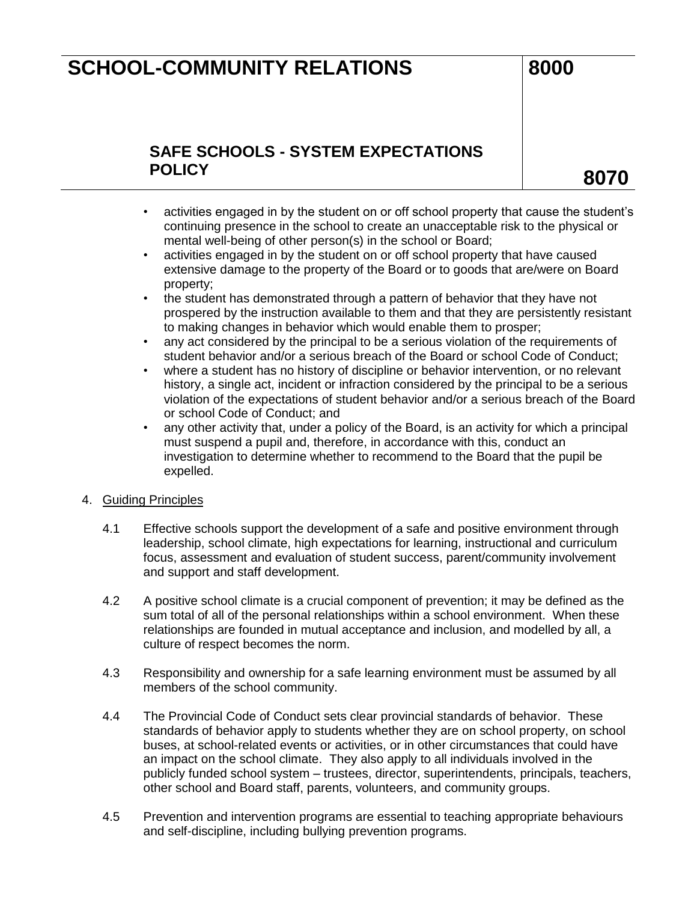- activities engaged in by the student on or off school property that cause the student's continuing presence in the school to create an unacceptable risk to the physical or mental well-being of other person(s) in the school or Board;
- activities engaged in by the student on or off school property that have caused extensive damage to the property of the Board or to goods that are/were on Board property;
- the student has demonstrated through a pattern of behavior that they have not prospered by the instruction available to them and that they are persistently resistant to making changes in behavior which would enable them to prosper;
- any act considered by the principal to be a serious violation of the requirements of student behavior and/or a serious breach of the Board or school Code of Conduct;
- where a student has no history of discipline or behavior intervention, or no relevant history, a single act, incident or infraction considered by the principal to be a serious violation of the expectations of student behavior and/or a serious breach of the Board or school Code of Conduct; and
- any other activity that, under a policy of the Board, is an activity for which a principal must suspend a pupil and, therefore, in accordance with this, conduct an investigation to determine whether to recommend to the Board that the pupil be expelled.

4. Guiding Principles

4.1 Effective schools support the development of a safe and positive environment through leadership, school climate, high expectations for learning, instructional and curriculum focus, assessment and evaluation of student success, parent/community involvement and support and staff development.

4.2 A positive school climate is a crucial component of prevention; it may be defined as the sum total of all of the personal relationships within a school environment. When these relationships are founded in mutual acceptance and inclusion, and modelled by all, a culture of respect becomes the norm.

4.3 Responsibility and ownership for a safe learning environment must be assumed by all members of the school community.

4.4 The Provincial Code of Conduct sets clear provincial standards of behavior. These standards of behavior apply to students whether they are on school property, on school buses, at school-related events or activities, or in other circumstances that could have an impact on the school climate. They also apply to all individuals involved in the publicly funded school system – trustees, director, superintendents, principals, teachers, other school and Board staff, parents, volunteers, and community groups.

4.5 Prevention and intervention programs are essential to teaching appropriate behaviours and self-discipline, including bullying prevention programs.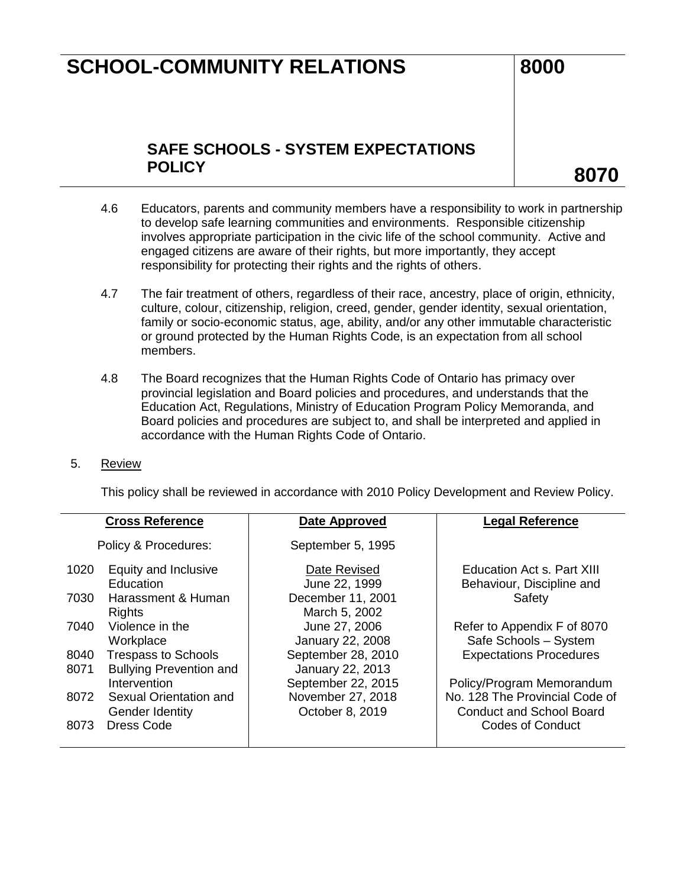4.6 Educators, parents and community members have a responsibility to work in partnership to develop safe learning communities and environments. Responsible citizenship involves appropriate participation in the civic life of the school community. Active and engaged citizens are aware of their rights, but more importantly, they accept responsibility for protecting their rights and the rights of others.

4.7 The fair treatment of others, regardless of their race, ancestry, place of origin, ethnicity, culture, colour, citizenship, religion, creed, gender, gender identity, sexual orientation, family or socio-economic status, age, ability, and/or any other immutable characteristic or ground protected by the Human Rights Code, is an expectation from all school members.

4.8 The Board recognizes that the Human Rights Code of Ontario has primacy over provincial legislation and Board policies and procedures, and understands that the Education Act, Regulations, Ministry of Education Program Policy Memoranda, and Board policies and procedures are subject to, and shall be interpreted and applied in accordance with the Human Rights Code of Ontario.

5. Review

This policy shall be reviewed in accordance with 2010 Policy Development and Review Policy.

| Cross Reference | Date Approved | Legal Reference |
|---|---|---|
| Policy & Procedures: | September 5, 1995 | |
| 1020 Equity and Inclusive Education<br>7030 Harassment & Human Rights<br>7040 Violence in the Workplace<br>8040 Trespass to Schools<br>8071 Bullying Prevention and Intervention<br>8072 Sexual Orientation and Gender Identity<br>8073 Dress Code | Date Revised<br>June 22, 1999<br>December 11, 2001<br>March 5, 2002<br>June 27, 2006<br>January 22, 2008<br>September 28, 2010<br>January 22, 2013<br>September 22, 2015<br>November 27, 2018<br>October 8, 2019 | Education Act s. Part XIII Behaviour, Discipline and Safety<br><br>Refer to Appendix F of 8070 Safe Schools – System Expectations Procedures<br><br>Policy/Program Memorandum No. 128 The Provincial Code of Conduct and School Board Codes of Conduct |